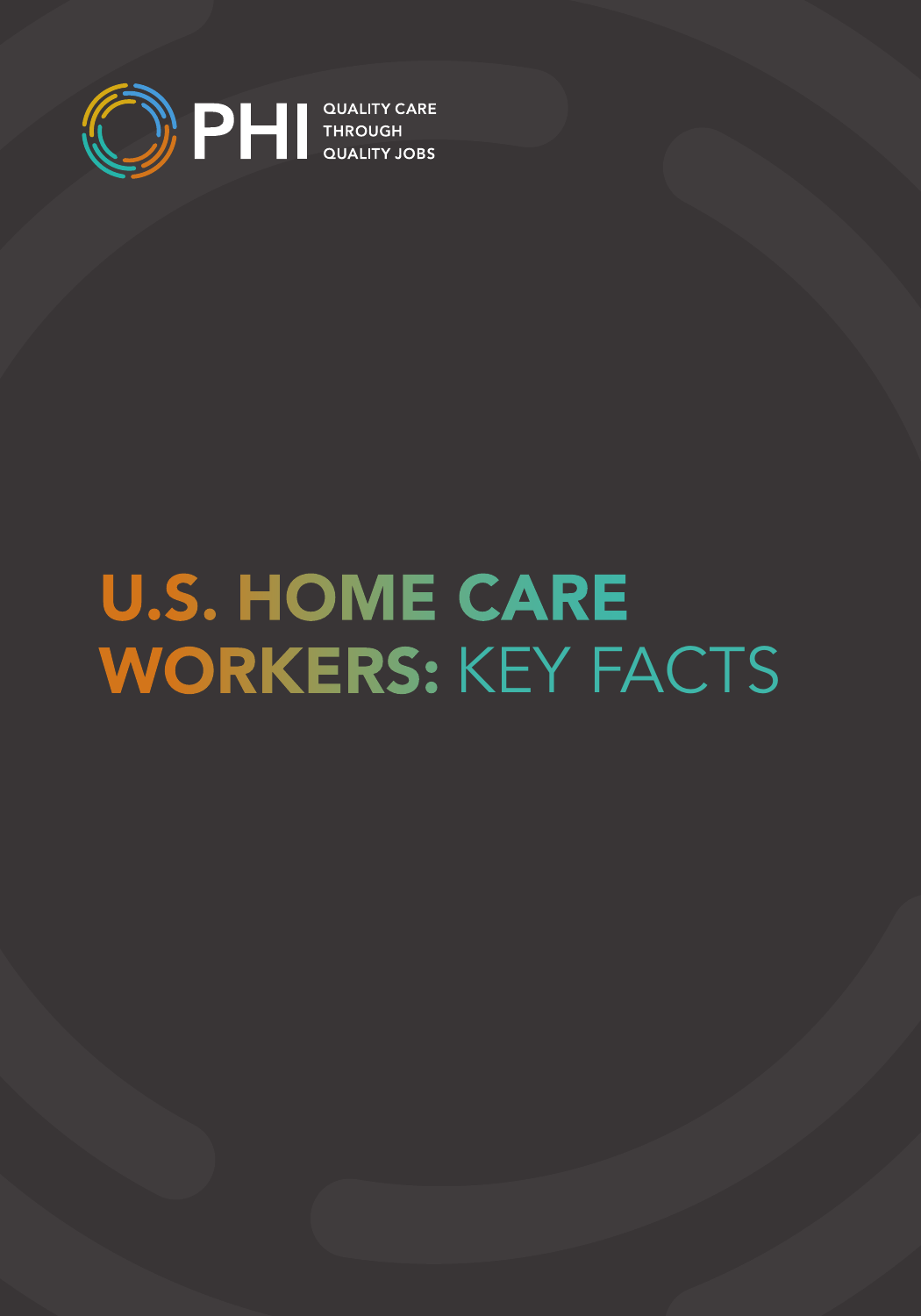PHI

QUALITY CARE THROUGH QUALITY JOBS

# U.S. HOME CARE WORKERS: KEY FACTS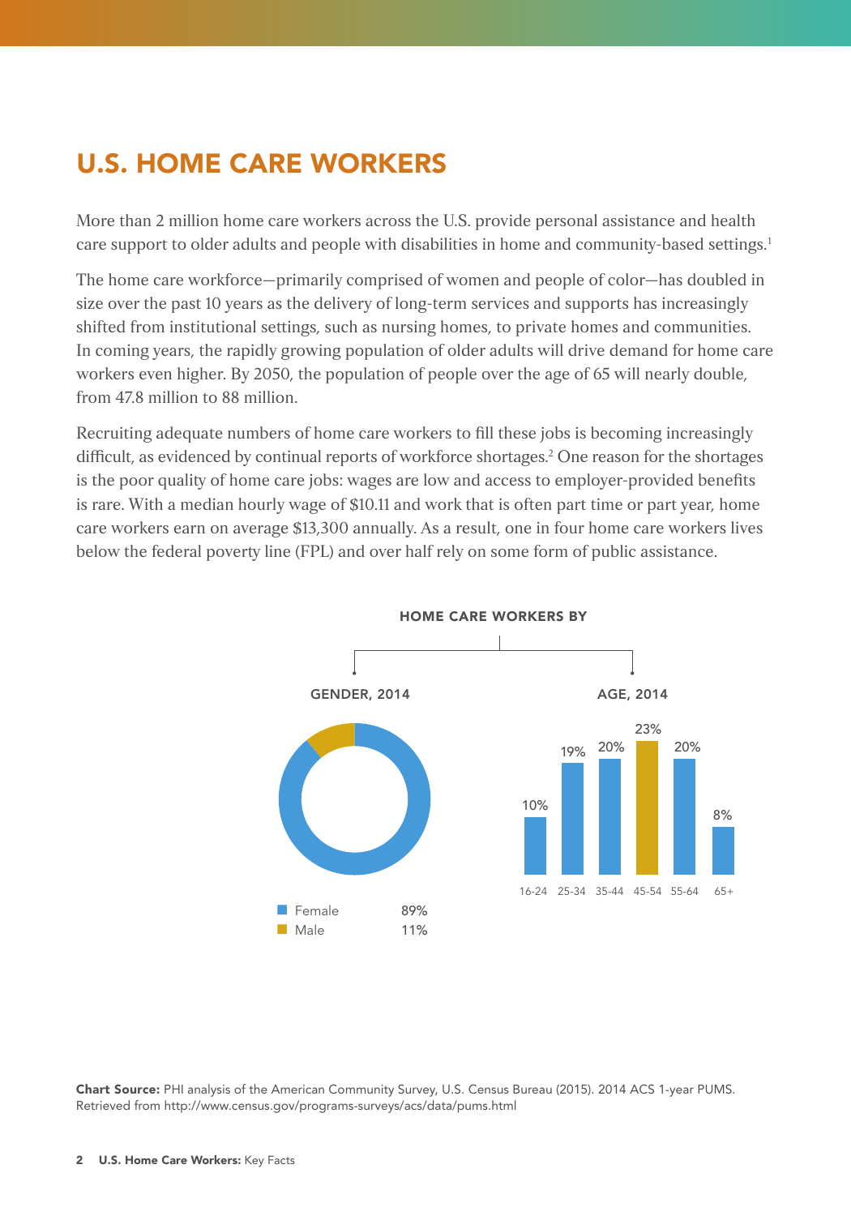# U.S. HOME CARE WORKERS

More than 2 million home care workers across the U.S. provide personal assistance and health care support to older adults and people with disabilities in home and community-based settings.[1]

The home care workforce—primarily comprised of women and people of color—has doubled in size over the past 10 years as the delivery of long-term services and supports has increasingly shifted from institutional settings, such as nursing homes, to private homes and communities. In coming years, the rapidly growing population of older adults will drive demand for home care workers even higher. By 2050, the population of people over the age of 65 will nearly double, from 47.8 million to 88 million.

Recruiting adequate numbers of home care workers to fill these jobs is becoming increasingly difficult, as evidenced by continual reports of workforce shortages.[2] One reason for the shortages is the poor quality of home care jobs: wages are low and access to employer-provided benefits is rare. With a median hourly wage of $10.11 and work that is often part time or part year, home care workers earn on average $13,300 annually. As a result, one in four home care workers lives below the federal poverty line (FPL) and over half rely on some form of public assistance.

**HOME CARE WORKERS BY**

**GENDER, 2014**

| Gender | Percent |
|---|---|
| Female | 89% |
| Male | 11% |

**AGE, 2014**

| Age | Percent |
|---|---|
| 16-24 | 10% |
| 25-34 | 19% |
| 35-44 | 20% |
| 45-54 | 23% |
| 55-64 | 20% |
| 65+ | 8% |

**Chart Source:** PHI analysis of the American Community Survey, U.S. Census Bureau (2015). 2014 ACS 1-year PUMS. Retrieved from http://www.census.gov/programs-surveys/acs/data/pums.html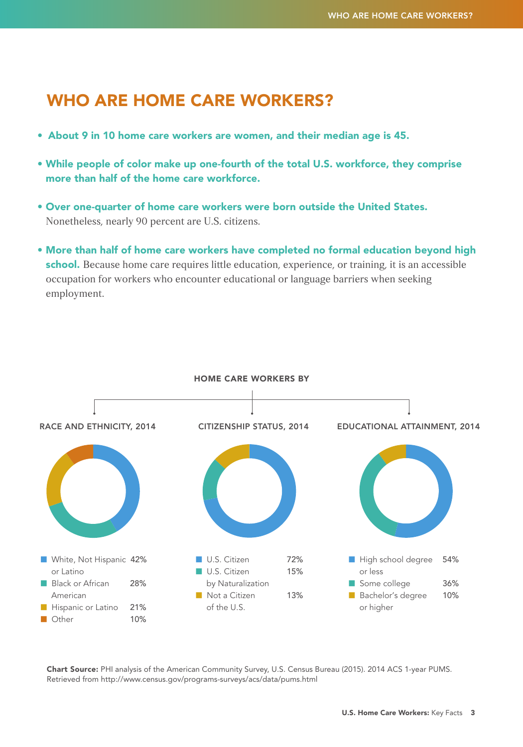# WHO ARE HOME CARE WORKERS?

- **About 9 in 10 home care workers are women, and their median age is 45.**
- **While people of color make up one-fourth of the total U.S. workforce, they comprise more than half of the home care workforce.**
- **Over one-quarter of home care workers were born outside the United States.** Nonetheless, nearly 90 percent are U.S. citizens.
- **More than half of home care workers have completed no formal education beyond high school.** Because home care requires little education, experience, or training, it is an accessible occupation for workers who encounter educational or language barriers when seeking employment.

**HOME CARE WORKERS BY**

**RACE AND ETHNICITY, 2014**

| Category | Percent |
|---|---|
| White, Not Hispanic or Latino | 42% |
| Black or African American | 28% |
| Hispanic or Latino | 21% |
| Other | 10% |

**CITIZENSHIP STATUS, 2014**

| Category | Percent |
|---|---|
| U.S. Citizen | 72% |
| U.S. Citizen by Naturalization | 15% |
| Not a Citizen of the U.S. | 13% |

**EDUCATIONAL ATTAINMENT, 2014**

| Category | Percent |
|---|---|
| High school degree or less | 54% |
| Some college | 36% |
| Bachelor's degree or higher | 10% |

**Chart Source:** PHI analysis of the American Community Survey, U.S. Census Bureau (2015). 2014 ACS 1-year PUMS. Retrieved from http://www.census.gov/programs-surveys/acs/data/pums.html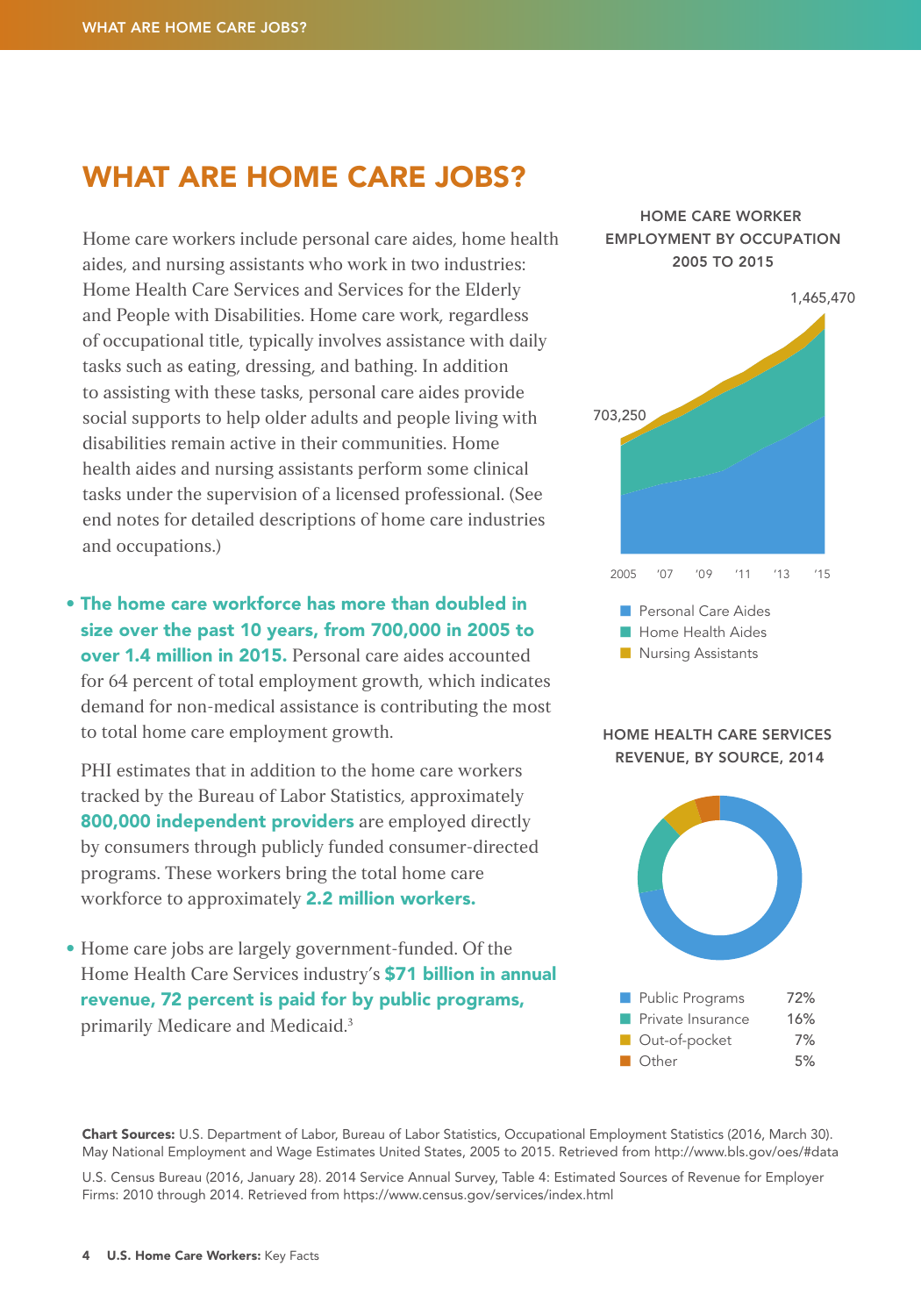## WHAT ARE HOME CARE JOBS?

Home care workers include personal care aides, home health aides, and nursing assistants who work in two industries: Home Health Care Services and Services for the Elderly and People with Disabilities. Home care work, regardless of occupational title, typically involves assistance with daily tasks such as eating, dressing, and bathing. In addition to assisting with these tasks, personal care aides provide social supports to help older adults and people living with disabilities remain active in their communities. Home health aides and nursing assistants perform some clinical tasks under the supervision of a licensed professional. (See end notes for detailed descriptions of home care industries and occupations.)

- **The home care workforce has more than doubled in size over the past 10 years, from 700,000 in 2005 to over 1.4 million in 2015.** Personal care aides accounted for 64 percent of total employment growth, which indicates demand for non-medical assistance is contributing the most to total home care employment growth.

  PHI estimates that in addition to the home care workers tracked by the Bureau of Labor Statistics, approximately **800,000 independent providers** are employed directly by consumers through publicly funded consumer-directed programs. These workers bring the total home care workforce to approximately **2.2 million workers.**

- Home care jobs are largely government-funded. Of the Home Health Care Services industry's **$71 billion in annual revenue, 72 percent is paid for by public programs,** primarily Medicare and Medicaid.[3]

**HOME CARE WORKER EMPLOYMENT BY OCCUPATION 2005 TO 2015**

2005: 703,250 — 2015: 1,465,470

Legend: Personal Care Aides; Home Health Aides; Nursing Assistants

**HOME HEALTH CARE SERVICES REVENUE, BY SOURCE, 2014**

| Source | Share |
|---|---|
| Public Programs | 72% |
| Private Insurance | 16% |
| Out-of-pocket | 7% |
| Other | 5% |

**Chart Sources:** U.S. Department of Labor, Bureau of Labor Statistics, Occupational Employment Statistics (2016, March 30). May National Employment and Wage Estimates United States, 2005 to 2015. Retrieved from http://www.bls.gov/oes/#data

U.S. Census Bureau (2016, January 28). 2014 Service Annual Survey, Table 4: Estimated Sources of Revenue for Employer Firms: 2010 through 2014. Retrieved from https://www.census.gov/services/index.html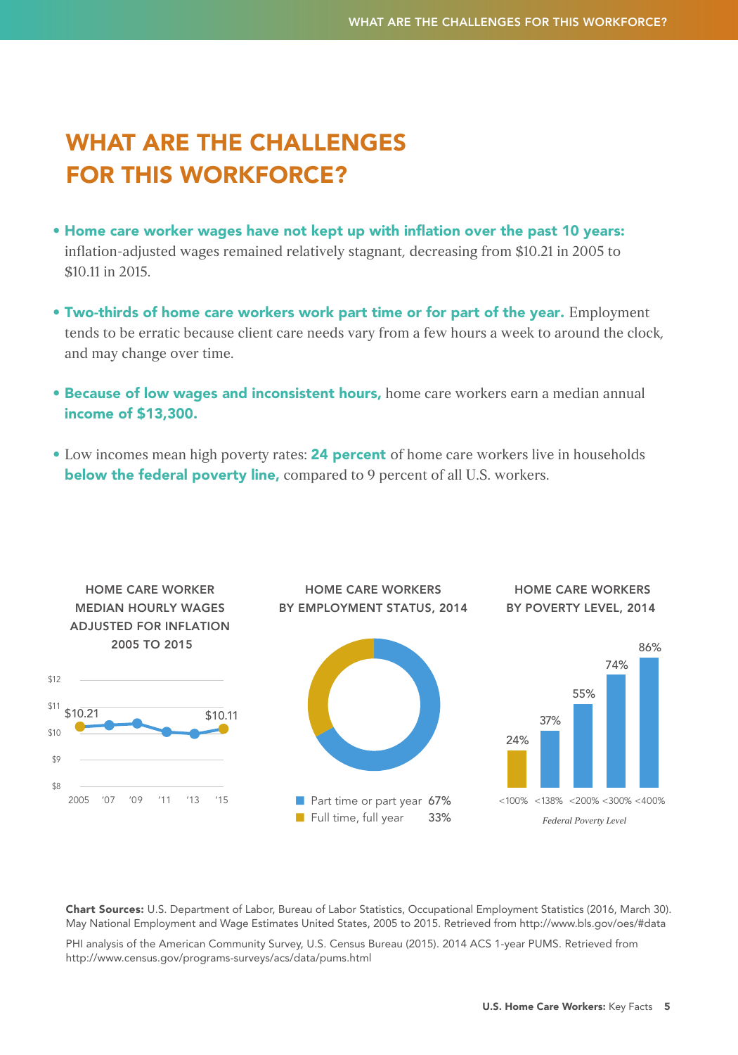# WHAT ARE THE CHALLENGES FOR THIS WORKFORCE?

- **Home care worker wages have not kept up with inflation over the past 10 years:** inflation-adjusted wages remained relatively stagnant, decreasing from $10.21 in 2005 to $10.11 in 2015.
- **Two-thirds of home care workers work part time or for part of the year.** Employment tends to be erratic because client care needs vary from a few hours a week to around the clock, and may change over time.
- **Because of low wages and inconsistent hours,** home care workers earn a median annual **income of $13,300.**
- Low incomes mean high poverty rates: **24 percent** of home care workers live in households **below the federal poverty line,** compared to 9 percent of all U.S. workers.

**HOME CARE WORKER MEDIAN HOURLY WAGES ADJUSTED FOR INFLATION 2005 TO 2015**

| Year | Wage |
|---|---|
| 2005 | $10.21 |
| '15 | $10.11 |

**HOME CARE WORKERS BY EMPLOYMENT STATUS, 2014**

| Status | Percent |
|---|---|
| Part time or part year | 67% |
| Full time, full year | 33% |

**HOME CARE WORKERS BY POVERTY LEVEL, 2014**

| Federal Poverty Level | Percent |
|---|---|
| <100% | 24% |
| <138% | 37% |
| <200% | 55% |
| <300% | 74% |
| <400% | 86% |

**Chart Sources:** U.S. Department of Labor, Bureau of Labor Statistics, Occupational Employment Statistics (2016, March 30). May National Employment and Wage Estimates United States, 2005 to 2015. Retrieved from http://www.bls.gov/oes/#data

PHI analysis of the American Community Survey, U.S. Census Bureau (2015). 2014 ACS 1-year PUMS. Retrieved from http://www.census.gov/programs-surveys/acs/data/pums.html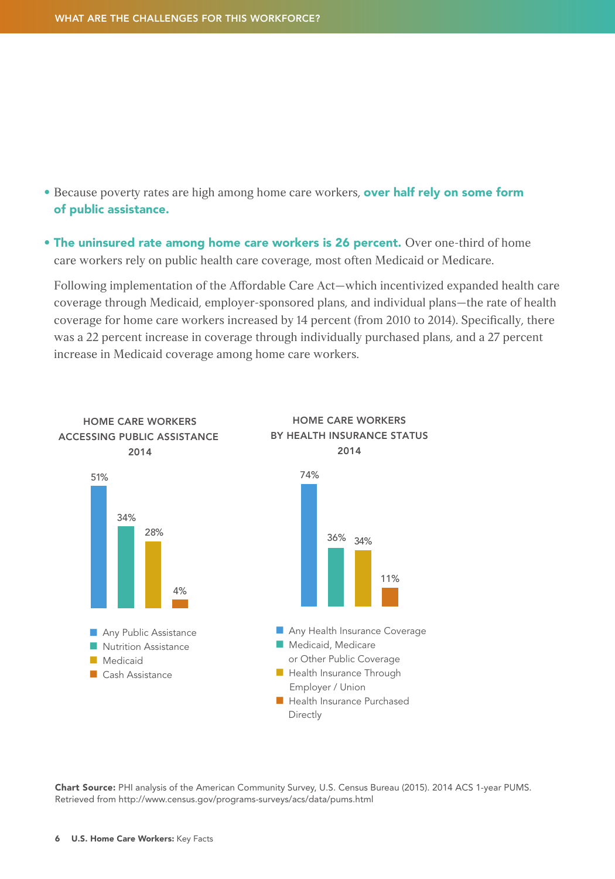- Because poverty rates are high among home care workers, **over half rely on some form of public assistance.**

- **The uninsured rate among home care workers is 26 percent.** Over one-third of home care workers rely on public health care coverage, most often Medicaid or Medicare.

  Following implementation of the Affordable Care Act—which incentivized expanded health care coverage through Medicaid, employer-sponsored plans, and individual plans—the rate of health coverage for home care workers increased by 14 percent (from 2010 to 2014). Specifically, there was a 22 percent increase in coverage through individually purchased plans, and a 27 percent increase in Medicaid coverage among home care workers.

**HOME CARE WORKERS ACCESSING PUBLIC ASSISTANCE 2014**

| Category | Percent |
| --- | --- |
| Any Public Assistance | 51% |
| Nutrition Assistance | 34% |
| Medicaid | 28% |
| Cash Assistance | 4% |

**HOME CARE WORKERS BY HEALTH INSURANCE STATUS 2014**

| Category | Percent |
| --- | --- |
| Any Health Insurance Coverage | 74% |
| Medicaid, Medicare or Other Public Coverage | 36% |
| Health Insurance Through Employer / Union | 34% |
| Health Insurance Purchased Directly | 11% |

**Chart Source:** PHI analysis of the American Community Survey, U.S. Census Bureau (2015). 2014 ACS 1-year PUMS. Retrieved from http://www.census.gov/programs-surveys/acs/data/pums.html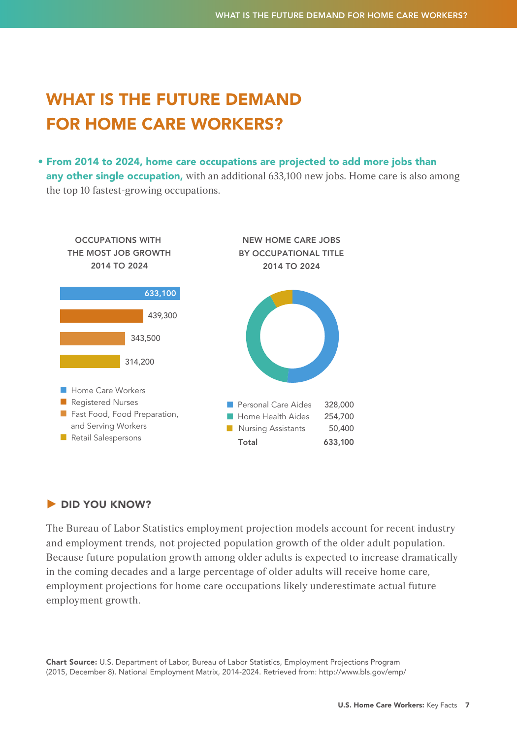# WHAT IS THE FUTURE DEMAND FOR HOME CARE WORKERS?

- **From 2014 to 2024, home care occupations are projected to add more jobs than any other single occupation,** with an additional 633,100 new jobs. Home care is also among the top 10 fastest-growing occupations.

**OCCUPATIONS WITH THE MOST JOB GROWTH 2014 TO 2024**

| Occupation | Job Growth |
| --- | --- |
| Home Care Workers | 633,100 |
| Registered Nurses | 439,300 |
| Fast Food, Food Preparation, and Serving Workers | 343,500 |
| Retail Salespersons | 314,200 |

**NEW HOME CARE JOBS BY OCCUPATIONAL TITLE 2014 TO 2024**

| Occupational Title | New Jobs |
| --- | --- |
| Personal Care Aides | 328,000 |
| Home Health Aides | 254,700 |
| Nursing Assistants | 50,400 |
| **Total** | **633,100** |

### ▶ DID YOU KNOW?

The Bureau of Labor Statistics employment projection models account for recent industry and employment trends, not projected population growth of the older adult population. Because future population growth among older adults is expected to increase dramatically in the coming decades and a large percentage of older adults will receive home care, employment projections for home care occupations likely underestimate actual future employment growth.

**Chart Source:** U.S. Department of Labor, Bureau of Labor Statistics, Employment Projections Program (2015, December 8). National Employment Matrix, 2014-2024. Retrieved from: http://www.bls.gov/emp/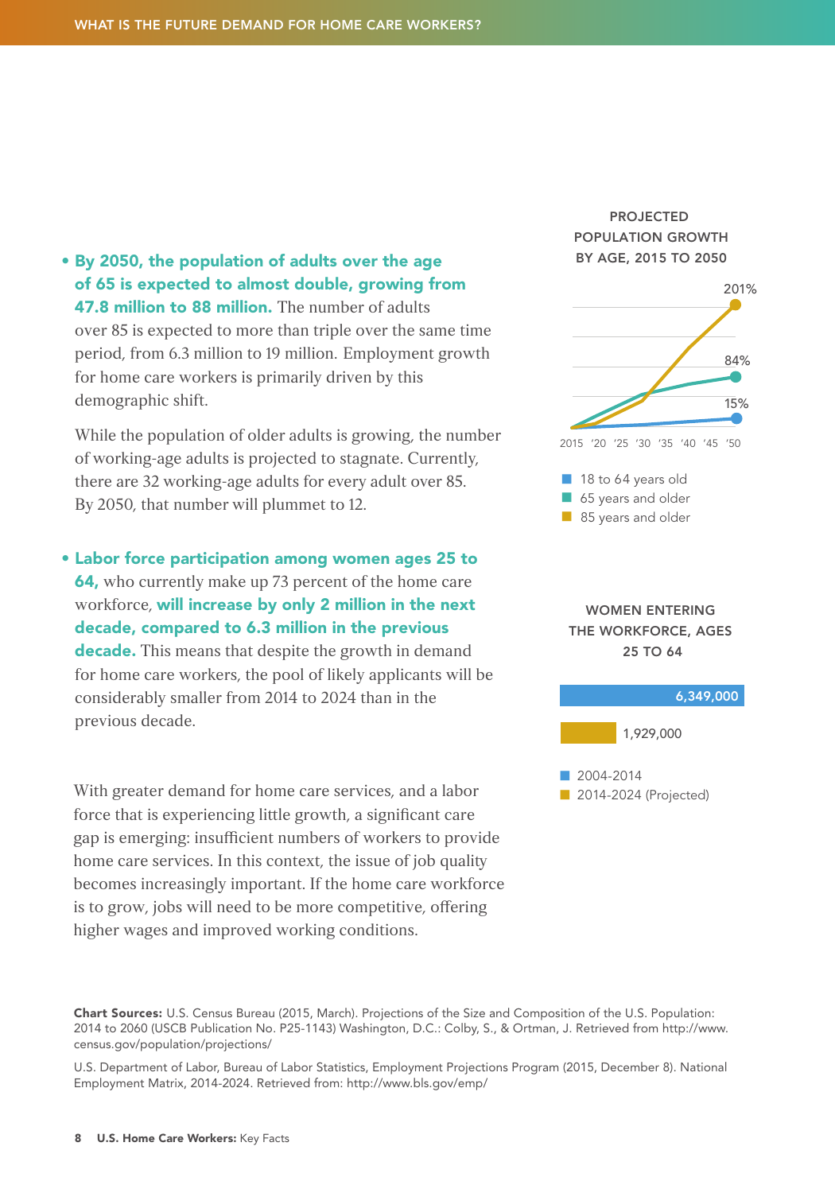- **By 2050, the population of adults over the age of 65 is expected to almost double, growing from 47.8 million to 88 million.** The number of adults over 85 is expected to more than triple over the same time period, from 6.3 million to 19 million. Employment growth for home care workers is primarily driven by this demographic shift.

  While the population of older adults is growing, the number of working-age adults is projected to stagnate. Currently, there are 32 working-age adults for every adult over 85. By 2050, that number will plummet to 12.

- **Labor force participation among women ages 25 to 64,** who currently make up 73 percent of the home care workforce, **will increase by only 2 million in the next decade, compared to 6.3 million in the previous decade.** This means that despite the growth in demand for home care workers, the pool of likely applicants will be considerably smaller from 2014 to 2024 than in the previous decade.

With greater demand for home care services, and a labor force that is experiencing little growth, a significant care gap is emerging: insufficient numbers of workers to provide home care services. In this context, the issue of job quality becomes increasingly important. If the home care workforce is to grow, jobs will need to be more competitive, offering higher wages and improved working conditions.

**PROJECTED POPULATION GROWTH BY AGE, 2015 TO 2050**

| Age group | Growth, 2015 to 2050 |
|---|---|
| 18 to 64 years old | 15% |
| 65 years and older | 84% |
| 85 years and older | 201% |

**WOMEN ENTERING THE WORKFORCE, AGES 25 TO 64**

| Period | Women entering the workforce |
|---|---|
| 2004-2014 | 6,349,000 |
| 2014-2024 (Projected) | 1,929,000 |

**Chart Sources:** U.S. Census Bureau (2015, March). Projections of the Size and Composition of the U.S. Population: 2014 to 2060 (USCB Publication No. P25-1143) Washington, D.C.: Colby, S., & Ortman, J. Retrieved from http://www.census.gov/population/projections/

U.S. Department of Labor, Bureau of Labor Statistics, Employment Projections Program (2015, December 8). National Employment Matrix, 2014-2024. Retrieved from: http://www.bls.gov/emp/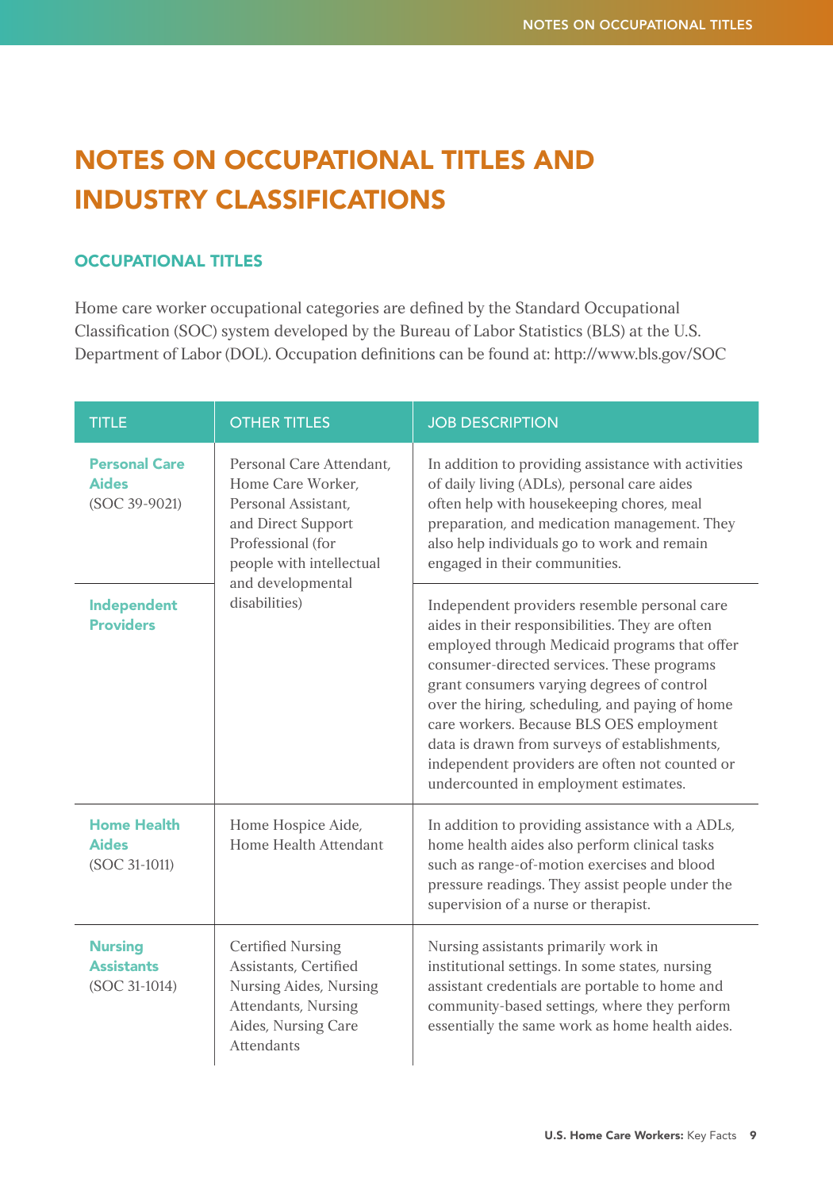# NOTES ON OCCUPATIONAL TITLES AND INDUSTRY CLASSIFICATIONS

## OCCUPATIONAL TITLES

Home care worker occupational categories are defined by the Standard Occupational Classification (SOC) system developed by the Bureau of Labor Statistics (BLS) at the U.S. Department of Labor (DOL). Occupation definitions can be found at: http://www.bls.gov/SOC

| TITLE | OTHER TITLES | JOB DESCRIPTION |
|---|---|---|
| **Personal Care Aides** (SOC 39-9021) | Personal Care Attendant, Home Care Worker, Personal Assistant, and Direct Support Professional (for people with intellectual and developmental disabilities) | In addition to providing assistance with activities of daily living (ADLs), personal care aides often help with housekeeping chores, meal preparation, and medication management. They also help individuals go to work and remain engaged in their communities. |
| **Independent Providers** | | Independent providers resemble personal care aides in their responsibilities. They are often employed through Medicaid programs that offer consumer-directed services. These programs grant consumers varying degrees of control over the hiring, scheduling, and paying of home care workers. Because BLS OES employment data is drawn from surveys of establishments, independent providers are often not counted or undercounted in employment estimates. |
| **Home Health Aides** (SOC 31-1011) | Home Hospice Aide, Home Health Attendant | In addition to providing assistance with a ADLs, home health aides also perform clinical tasks such as range-of-motion exercises and blood pressure readings. They assist people under the supervision of a nurse or therapist. |
| **Nursing Assistants** (SOC 31-1014) | Certified Nursing Assistants, Certified Nursing Aides, Nursing Attendants, Nursing Aides, Nursing Care Attendants | Nursing assistants primarily work in institutional settings. In some states, nursing assistant credentials are portable to home and community-based settings, where they perform essentially the same work as home health aides. |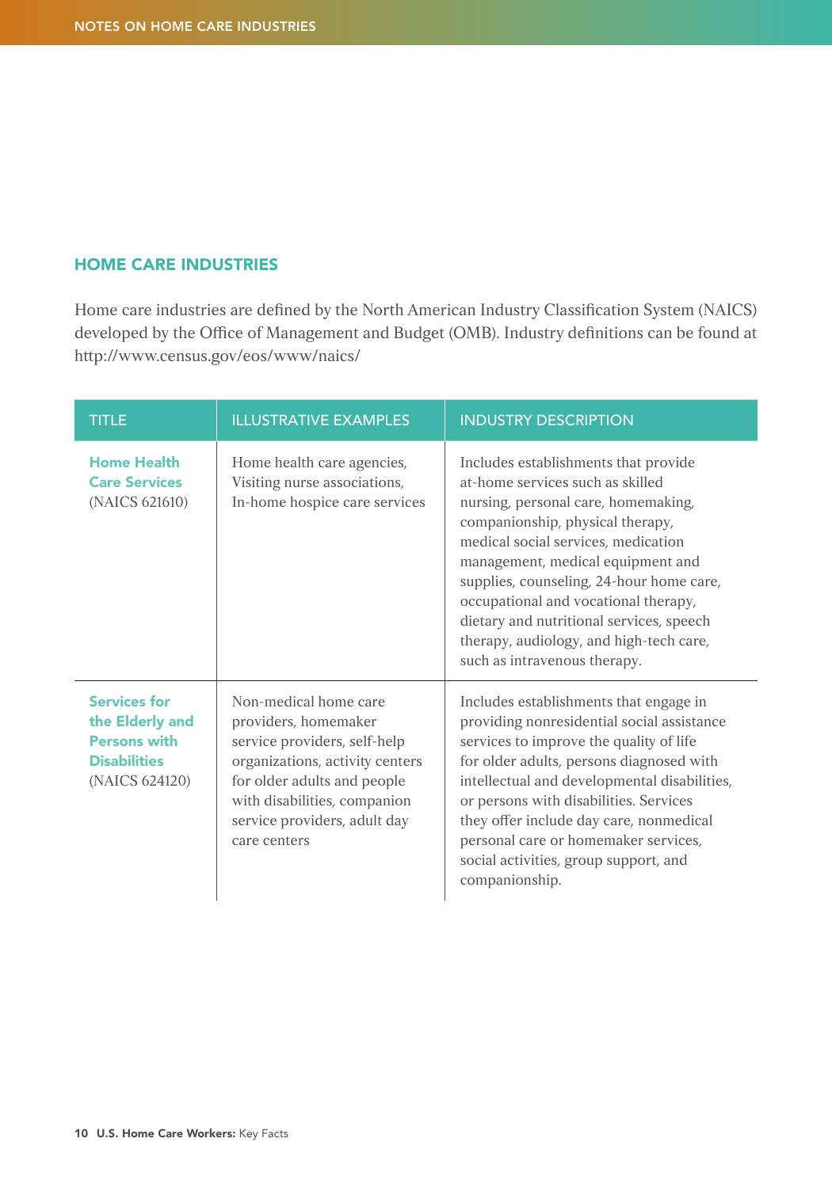## HOME CARE INDUSTRIES

Home care industries are defined by the North American Industry Classification System (NAICS) developed by the Office of Management and Budget (OMB). Industry definitions can be found at http://www.census.gov/eos/www/naics/

| TITLE | ILLUSTRATIVE EXAMPLES | INDUSTRY DESCRIPTION |
|---|---|---|
| **Home Health Care Services** (NAICS 621610) | Home health care agencies, Visiting nurse associations, In-home hospice care services | Includes establishments that provide at-home services such as skilled nursing, personal care, homemaking, companionship, physical therapy, medical social services, medication management, medical equipment and supplies, counseling, 24-hour home care, occupational and vocational therapy, dietary and nutritional services, speech therapy, audiology, and high-tech care, such as intravenous therapy. |
| **Services for the Elderly and Persons with Disabilities** (NAICS 624120) | Non-medical home care providers, homemaker service providers, self-help organizations, activity centers for older adults and people with disabilities, companion service providers, adult day care centers | Includes establishments that engage in providing nonresidential social assistance services to improve the quality of life for older adults, persons diagnosed with intellectual and developmental disabilities, or persons with disabilities. Services they offer include day care, nonmedical personal care or homemaker services, social activities, group support, and companionship. |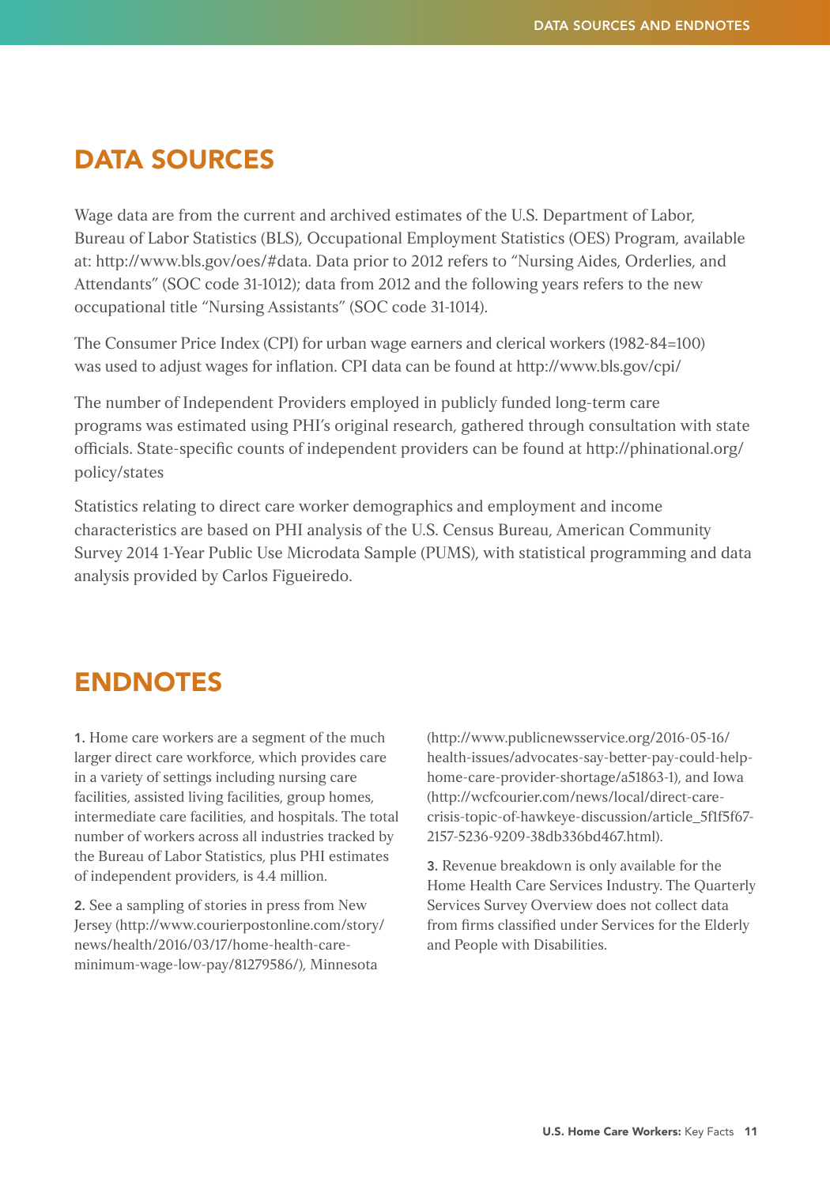## DATA SOURCES

Wage data are from the current and archived estimates of the U.S. Department of Labor, Bureau of Labor Statistics (BLS), Occupational Employment Statistics (OES) Program, available at: http://www.bls.gov/oes/#data. Data prior to 2012 refers to "Nursing Aides, Orderlies, and Attendants" (SOC code 31-1012); data from 2012 and the following years refers to the new occupational title "Nursing Assistants" (SOC code 31-1014).

The Consumer Price Index (CPI) for urban wage earners and clerical workers (1982-84=100) was used to adjust wages for inflation. CPI data can be found at http://www.bls.gov/cpi/

The number of Independent Providers employed in publicly funded long-term care programs was estimated using PHI's original research, gathered through consultation with state officials. State-specific counts of independent providers can be found at http://phinational.org/policy/states

Statistics relating to direct care worker demographics and employment and income characteristics are based on PHI analysis of the U.S. Census Bureau, American Community Survey 2014 1-Year Public Use Microdata Sample (PUMS), with statistical programming and data analysis provided by Carlos Figueiredo.

## ENDNOTES

**1.** Home care workers are a segment of the much larger direct care workforce, which provides care in a variety of settings including nursing care facilities, assisted living facilities, group homes, intermediate care facilities, and hospitals. The total number of workers across all industries tracked by the Bureau of Labor Statistics, plus PHI estimates of independent providers, is 4.4 million.

**2.** See a sampling of stories in press from New Jersey (http://www.courierpostonline.com/story/news/health/2016/03/17/home-health-care-minimum-wage-low-pay/81279586/), Minnesota (http://www.publicnewsservice.org/2016-05-16/health-issues/advocates-say-better-pay-could-help-home-care-provider-shortage/a51863-1), and Iowa (http://wcfcourier.com/news/local/direct-care-crisis-topic-of-hawkeye-discussion/article_5f1f5f67-2157-5236-9209-38db336bd467.html).

**3.** Revenue breakdown is only available for the Home Health Care Services Industry. The Quarterly Services Survey Overview does not collect data from firms classified under Services for the Elderly and People with Disabilities.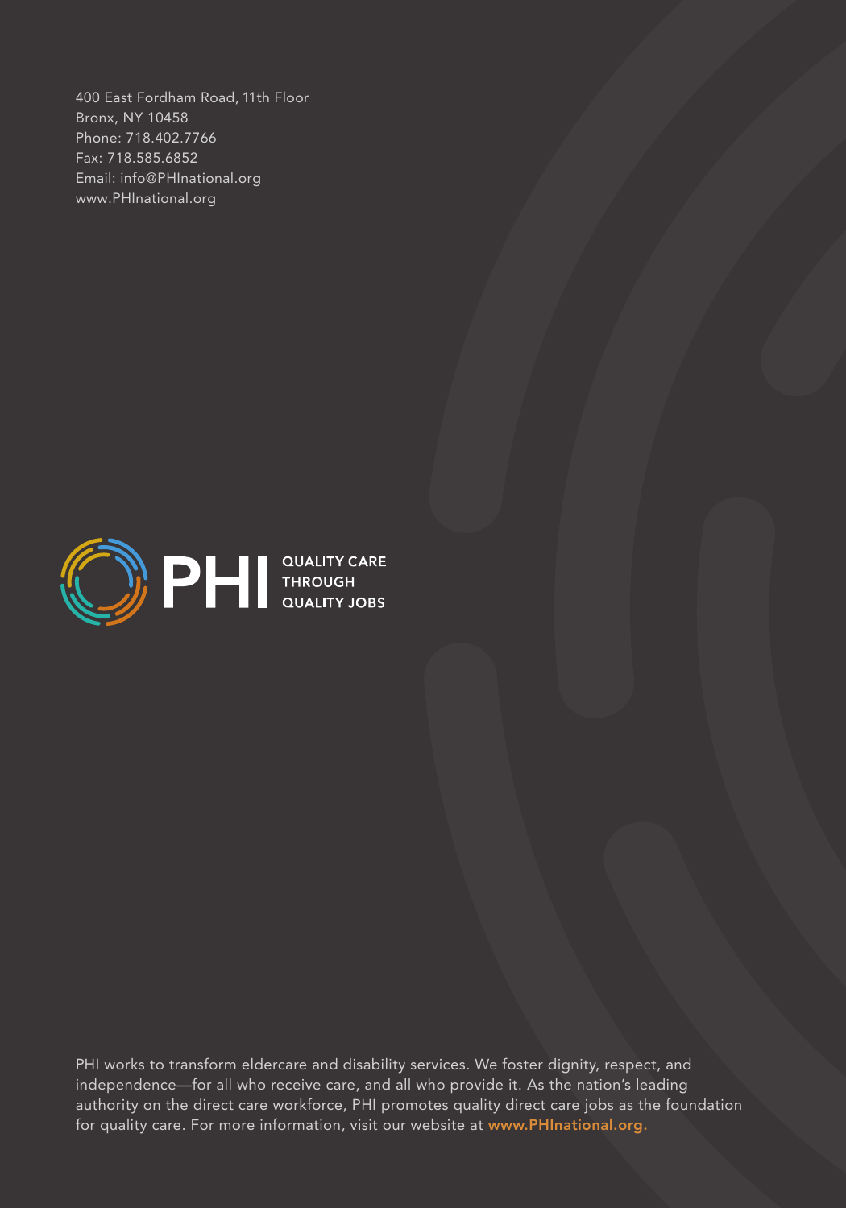400 East Fordham Road, 11th Floor
Bronx, NY 10458
Phone: 718.402.7766
Fax: 718.585.6852
Email: info@PHInational.org
www.PHInational.org

PHI QUALITY CARE THROUGH QUALITY JOBS

PHI works to transform eldercare and disability services. We foster dignity, respect, and independence—for all who receive care, and all who provide it. As the nation's leading authority on the direct care workforce, PHI promotes quality direct care jobs as the foundation for quality care. For more information, visit our website at **www.PHInational.org.**